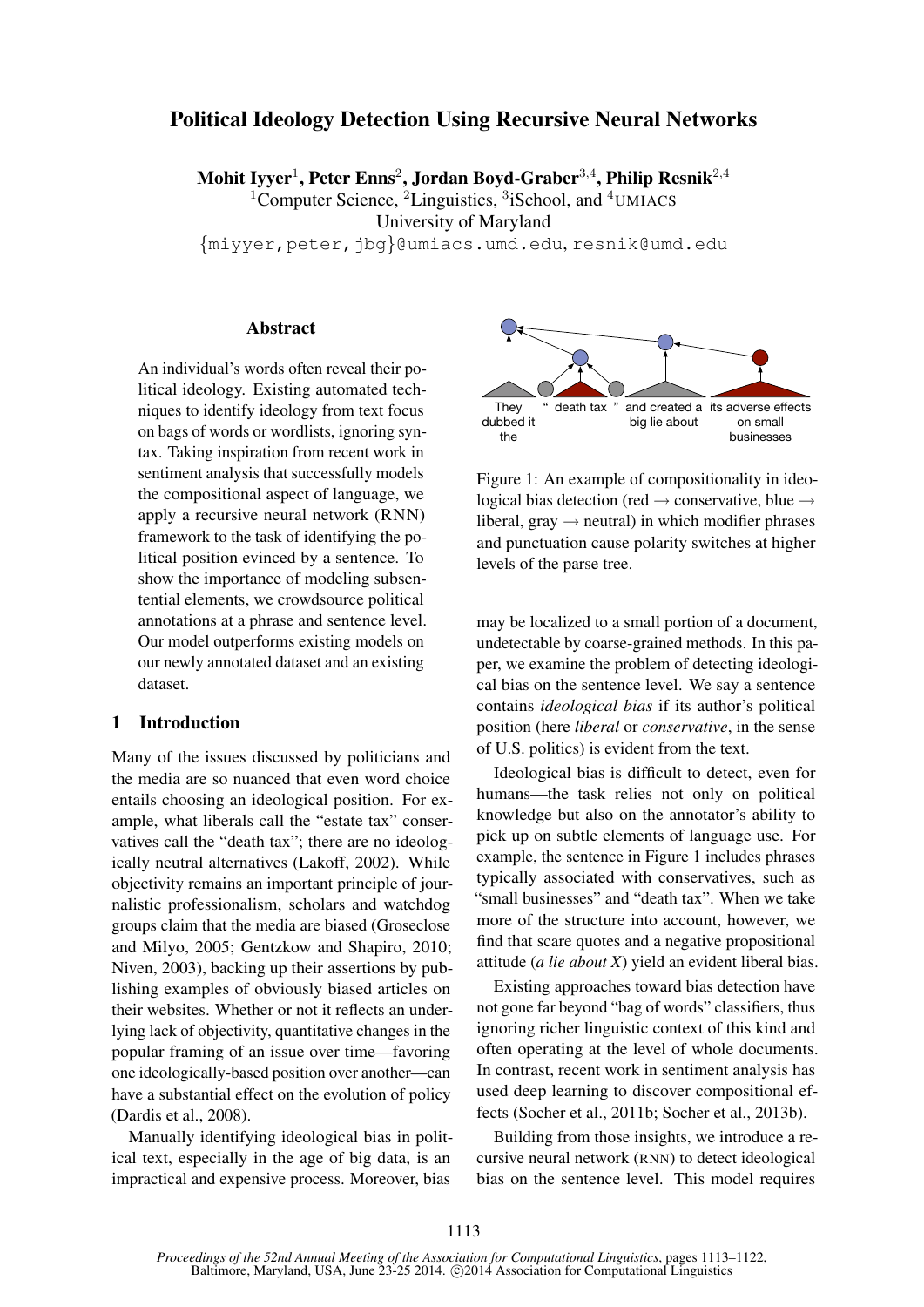# Political Ideology Detection Using Recursive Neural Networks

**Mohit Iyyer**[1], **Peter Enns**[2], **Jordan Boyd-Graber**[3,4], **Philip Resnik**[2,4]

[1]Computer Science, [2]Linguistics, [3]iSchool, and [4]UMIACS

University of Maryland

{miyyer,peter,jbg}@umiacs.umd.edu, resnik@umd.edu

## Abstract

An individual's words often reveal their political ideology. Existing automated techniques to identify ideology from text focus on bags of words or wordlists, ignoring syntax. Taking inspiration from recent work in sentiment analysis that successfully models the compositional aspect of language, we apply a recursive neural network (RNN) framework to the task of identifying the political position evinced by a sentence. To show the importance of modeling subsentential elements, we crowdsource political annotations at a phrase and sentence level. Our model outperforms existing models on our newly annotated dataset and an existing dataset.

## 1 Introduction

Many of the issues discussed by politicians and the media are so nuanced that even word choice entails choosing an ideological position. For example, what liberals call the "estate tax" conservatives call the "death tax"; there are no ideologically neutral alternatives (Lakoff, 2002). While objectivity remains an important principle of journalistic professionalism, scholars and watchdog groups claim that the media are biased (Groseclose and Milyo, 2005; Gentzkow and Shapiro, 2010; Niven, 2003), backing up their assertions by publishing examples of obviously biased articles on their websites. Whether or not it reflects an underlying lack of objectivity, quantitative changes in the popular framing of an issue over time—favoring one ideologically-based position over another—can have a substantial effect on the evolution of policy (Dardis et al., 2008).

Manually identifying ideological bias in political text, especially in the age of big data, is an impractical and expensive process. Moreover, bias may be localized to a small portion of a document, undetectable by coarse-grained methods. In this paper, we examine the problem of detecting ideological bias on the sentence level. We say a sentence contains *ideological bias* if its author's political position (here *liberal* or *conservative*, in the sense of U.S. politics) is evident from the text.

They dubbed it the " death tax " and created a big lie about its adverse effects on small businesses

Figure 1: An example of compositionality in ideological bias detection (red → conservative, blue → liberal, gray → neutral) in which modifier phrases and punctuation cause polarity switches at higher levels of the parse tree.

Ideological bias is difficult to detect, even for humans—the task relies not only on political knowledge but also on the annotator's ability to pick up on subtle elements of language use. For example, the sentence in Figure 1 includes phrases typically associated with conservatives, such as "small businesses" and "death tax". When we take more of the structure into account, however, we find that scare quotes and a negative propositional attitude (*a lie about X*) yield an evident liberal bias.

Existing approaches toward bias detection have not gone far beyond "bag of words" classifiers, thus ignoring richer linguistic context of this kind and often operating at the level of whole documents. In contrast, recent work in sentiment analysis has used deep learning to discover compositional effects (Socher et al., 2011b; Socher et al., 2013b).

Building from those insights, we introduce a recursive neural network (RNN) to detect ideological bias on the sentence level. This model requires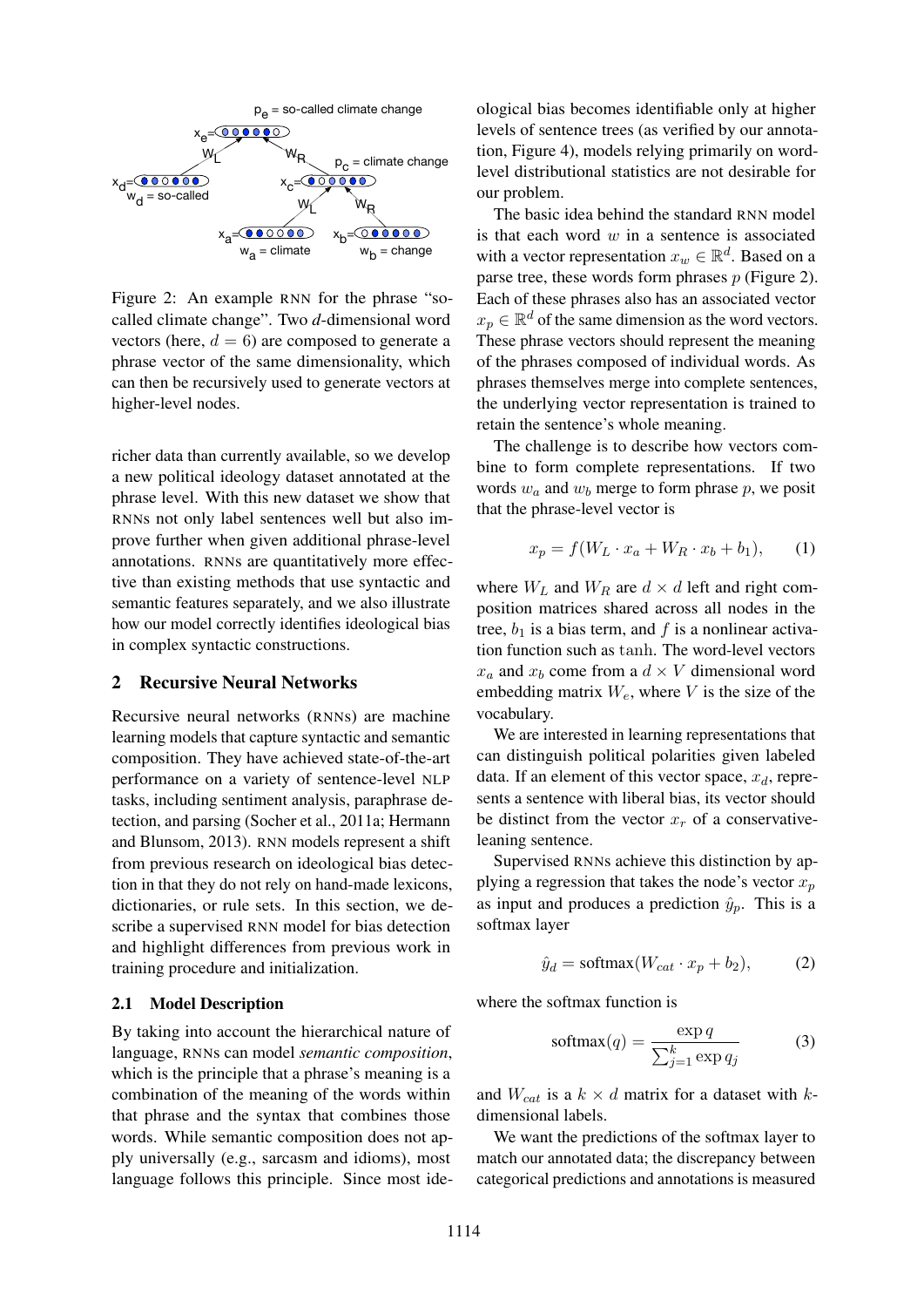Figure 2: An example RNN for the phrase "so-called climate change". Two $d$-dimensional word vectors (here, $d = 6$) are composed to generate a phrase vector of the same dimensionality, which can then be recursively used to generate vectors at higher-level nodes.

richer data than currently available, so we develop a new political ideology dataset annotated at the phrase level. With this new dataset we show that RNNs not only label sentences well but also improve further when given additional phrase-level annotations. RNNs are quantitatively more effective than existing methods that use syntactic and semantic features separately, and we also illustrate how our model correctly identifies ideological bias in complex syntactic constructions.

## 2 Recursive Neural Networks

Recursive neural networks (RNNs) are machine learning models that capture syntactic and semantic composition. They have achieved state-of-the-art performance on a variety of sentence-level NLP tasks, including sentiment analysis, paraphrase detection, and parsing (Socher et al., 2011a; Hermann and Blunsom, 2013). RNN models represent a shift from previous research on ideological bias detection in that they do not rely on hand-made lexicons, dictionaries, or rule sets. In this section, we describe a supervised RNN model for bias detection and highlight differences from previous work in training procedure and initialization.

### 2.1 Model Description

By taking into account the hierarchical nature of language, RNNs can model *semantic composition*, which is the principle that a phrase's meaning is a combination of the meaning of the words within that phrase and the syntax that combines those words. While semantic composition does not apply universally (e.g., sarcasm and idioms), most language follows this principle. Since most ideological bias becomes identifiable only at higher levels of sentence trees (as verified by our annotation, Figure 4), models relying primarily on word-level distributional statistics are not desirable for our problem.

The basic idea behind the standard RNN model is that each word $w$ in a sentence is associated with a vector representation $x_w \in \mathbb{R}^d$. Based on a parse tree, these words form phrases $p$ (Figure 2). Each of these phrases also has an associated vector $x_p \in \mathbb{R}^d$ of the same dimension as the word vectors. These phrase vectors should represent the meaning of the phrases composed of individual words. As phrases themselves merge into complete sentences, the underlying vector representation is trained to retain the sentence's whole meaning.

The challenge is to describe how vectors combine to form complete representations. If two words $w_a$ and $w_b$ merge to form phrase $p$, we posit that the phrase-level vector is

$$x_p = f(W_L \cdot x_a + W_R \cdot x_b + b_1), \qquad (1)$$

where $W_L$ and $W_R$ are $d \times d$ left and right composition matrices shared across all nodes in the tree, $b_1$ is a bias term, and $f$ is a nonlinear activation function such as $\tanh$. The word-level vectors $x_a$ and $x_b$ come from a $d \times V$ dimensional word embedding matrix $W_e$, where $V$ is the size of the vocabulary.

We are interested in learning representations that can distinguish political polarities given labeled data. If an element of this vector space, $x_d$, represents a sentence with liberal bias, its vector should be distinct from the vector $x_r$ of a conservative-leaning sentence.

Supervised RNNs achieve this distinction by applying a regression that takes the node's vector $x_p$ as input and produces a prediction $\hat{y}_p$. This is a softmax layer

$$\hat{y}_d = \text{softmax}(W_{cat} \cdot x_p + b_2), \qquad (2)$$

where the softmax function is

$$\text{softmax}(q) = \frac{\exp q}{\sum_{j=1}^{k} \exp q_j} \qquad (3)$$

and $W_{cat}$ is a $k \times d$ matrix for a dataset with $k$-dimensional labels.

We want the predictions of the softmax layer to match our annotated data; the discrepancy between categorical predictions and annotations is measured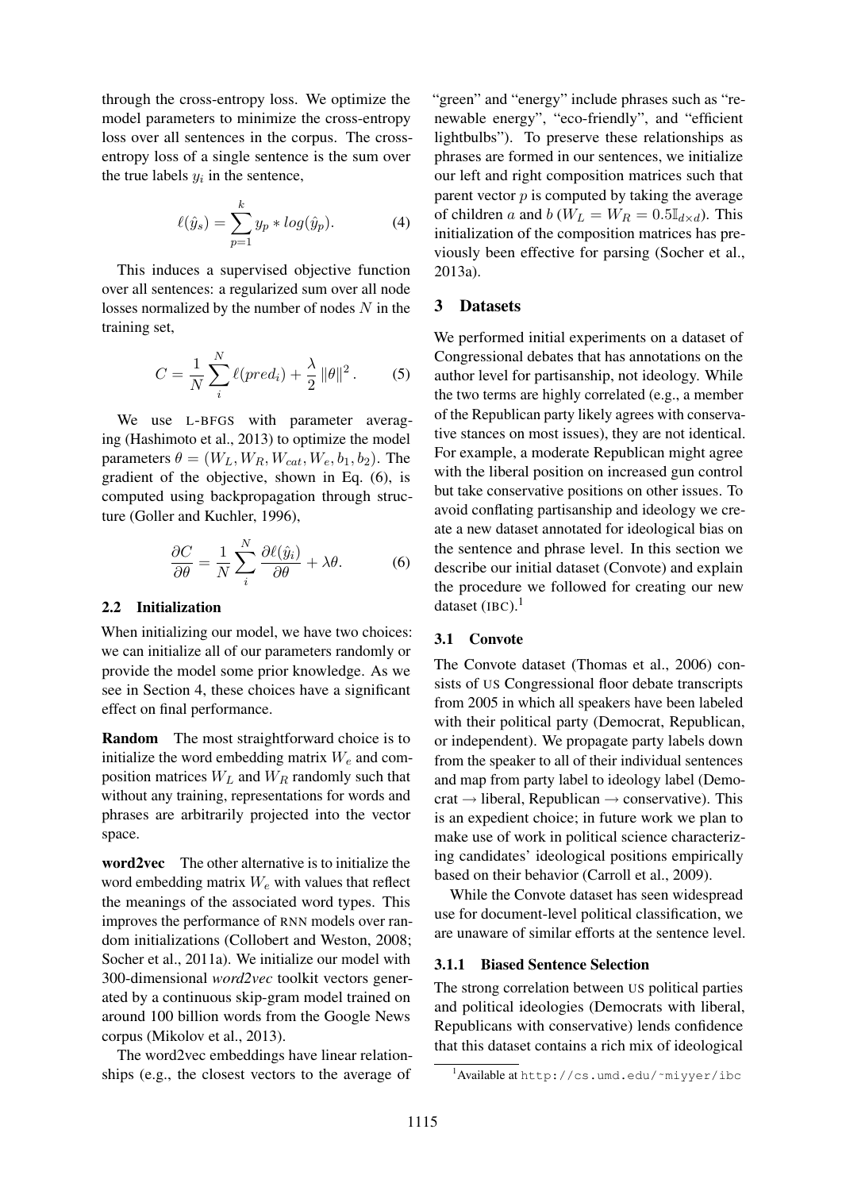through the cross-entropy loss. We optimize the model parameters to minimize the cross-entropy loss over all sentences in the corpus. The cross-entropy loss of a single sentence is the sum over the true labels $y_i$ in the sentence,

$$\ell(\hat{y}_s) = \sum_{p=1}^{k} y_p * log(\hat{y}_p). \tag{4}$$

This induces a supervised objective function over all sentences: a regularized sum over all node losses normalized by the number of nodes $N$ in the training set,

$$C = \frac{1}{N} \sum_{i}^{N} \ell(pred_i) + \frac{\lambda}{2} \|\theta\|^2. \tag{5}$$

We use L-BFGS with parameter averaging (Hashimoto et al., 2013) to optimize the model parameters $\theta = (W_L, W_R, W_{cat}, W_e, b_1, b_2)$. The gradient of the objective, shown in Eq. (6), is computed using backpropagation through structure (Goller and Kuchler, 1996),

$$\frac{\partial C}{\partial \theta} = \frac{1}{N} \sum_{i}^{N} \frac{\partial \ell(\hat{y}_i)}{\partial \theta} + \lambda \theta. \tag{6}$$

### 2.2 Initialization

When initializing our model, we have two choices: we can initialize all of our parameters randomly or provide the model some prior knowledge. As we see in Section 4, these choices have a significant effect on final performance.

**Random** The most straightforward choice is to initialize the word embedding matrix $W_e$ and composition matrices $W_L$ and $W_R$ randomly such that without any training, representations for words and phrases are arbitrarily projected into the vector space.

**word2vec** The other alternative is to initialize the word embedding matrix $W_e$ with values that reflect the meanings of the associated word types. This improves the performance of RNN models over random initializations (Collobert and Weston, 2008; Socher et al., 2011a). We initialize our model with 300-dimensional *word2vec* toolkit vectors generated by a continuous skip-gram model trained on around 100 billion words from the Google News corpus (Mikolov et al., 2013).

The word2vec embeddings have linear relationships (e.g., the closest vectors to the average of "green" and "energy" include phrases such as "renewable energy", "eco-friendly", and "efficient lightbulbs"). To preserve these relationships as phrases are formed in our sentences, we initialize our left and right composition matrices such that parent vector $p$ is computed by taking the average of children $a$ and $b$ ($W_L = W_R = 0.5\mathbb{I}_{d \times d}$). This initialization of the composition matrices has previously been effective for parsing (Socher et al., 2013a).

## 3 Datasets

We performed initial experiments on a dataset of Congressional debates that has annotations on the author level for partisanship, not ideology. While the two terms are highly correlated (e.g., a member of the Republican party likely agrees with conservative stances on most issues), they are not identical. For example, a moderate Republican might agree with the liberal position on increased gun control but take conservative positions on other issues. To avoid conflating partisanship and ideology we create a new dataset annotated for ideological bias on the sentence and phrase level. In this section we describe our initial dataset (Convote) and explain the procedure we followed for creating our new dataset (IBC).[1]

### 3.1 Convote

The Convote dataset (Thomas et al., 2006) consists of US Congressional floor debate transcripts from 2005 in which all speakers have been labeled with their political party (Democrat, Republican, or independent). We propagate party labels down from the speaker to all of their individual sentences and map from party label to ideology label (Democrat → liberal, Republican → conservative). This is an expedient choice; in future work we plan to make use of work in political science characterizing candidates' ideological positions empirically based on their behavior (Carroll et al., 2009).

While the Convote dataset has seen widespread use for document-level political classification, we are unaware of similar efforts at the sentence level.

#### 3.1.1 Biased Sentence Selection

The strong correlation between US political parties and political ideologies (Democrats with liberal, Republicans with conservative) lends confidence that this dataset contains a rich mix of ideological

[1] Available at http://cs.umd.edu/~miyyer/ibc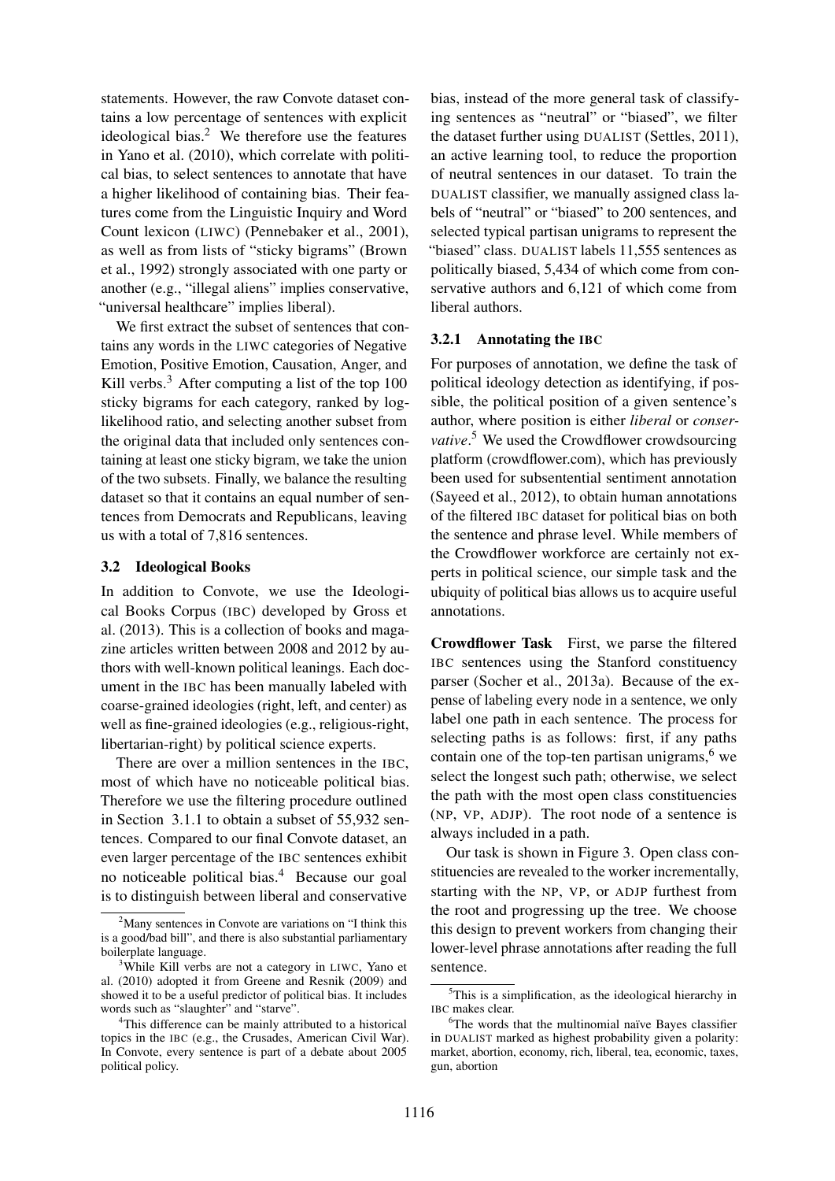statements. However, the raw Convote dataset contains a low percentage of sentences with explicit ideological bias.[2] We therefore use the features in Yano et al. (2010), which correlate with political bias, to select sentences to annotate that have a higher likelihood of containing bias. Their features come from the Linguistic Inquiry and Word Count lexicon (LIWC) (Pennebaker et al., 2001), as well as from lists of "sticky bigrams" (Brown et al., 1992) strongly associated with one party or another (e.g., "illegal aliens" implies conservative, "universal healthcare" implies liberal).

We first extract the subset of sentences that contains any words in the LIWC categories of Negative Emotion, Positive Emotion, Causation, Anger, and Kill verbs.[3] After computing a list of the top 100 sticky bigrams for each category, ranked by log-likelihood ratio, and selecting another subset from the original data that included only sentences containing at least one sticky bigram, we take the union of the two subsets. Finally, we balance the resulting dataset so that it contains an equal number of sentences from Democrats and Republicans, leaving us with a total of 7,816 sentences.

### 3.2 Ideological Books

In addition to Convote, we use the Ideological Books Corpus (IBC) developed by Gross et al. (2013). This is a collection of books and magazine articles written between 2008 and 2012 by authors with well-known political leanings. Each document in the IBC has been manually labeled with coarse-grained ideologies (right, left, and center) as well as fine-grained ideologies (e.g., religious-right, libertarian-right) by political science experts.

There are over a million sentences in the IBC, most of which have no noticeable political bias. Therefore we use the filtering procedure outlined in Section 3.1.1 to obtain a subset of 55,932 sentences. Compared to our final Convote dataset, an even larger percentage of the IBC sentences exhibit no noticeable political bias.[4] Because our goal is to distinguish between liberal and conservative bias, instead of the more general task of classifying sentences as "neutral" or "biased", we filter the dataset further using DUALIST (Settles, 2011), an active learning tool, to reduce the proportion of neutral sentences in our dataset. To train the DUALIST classifier, we manually assigned class labels of "neutral" or "biased" to 200 sentences, and selected typical partisan unigrams to represent the "biased" class. DUALIST labels 11,555 sentences as politically biased, 5,434 of which come from conservative authors and 6,121 of which come from liberal authors.

#### 3.2.1 Annotating the IBC

For purposes of annotation, we define the task of political ideology detection as identifying, if possible, the political position of a given sentence's author, where position is either *liberal* or *conservative*.[5] We used the Crowdflower crowdsourcing platform (crowdflower.com), which has previously been used for subsentential sentiment annotation (Sayeed et al., 2012), to obtain human annotations of the filtered IBC dataset for political bias on both the sentence and phrase level. While members of the Crowdflower workforce are certainly not experts in political science, our simple task and the ubiquity of political bias allows us to acquire useful annotations.

**Crowdflower Task** First, we parse the filtered IBC sentences using the Stanford constituency parser (Socher et al., 2013a). Because of the expense of labeling every node in a sentence, we only label one path in each sentence. The process for selecting paths is as follows: first, if any paths contain one of the top-ten partisan unigrams,[6] we select the longest such path; otherwise, we select the path with the most open class constituencies (NP, VP, ADJP). The root node of a sentence is always included in a path.

Our task is shown in Figure 3. Open class constituencies are revealed to the worker incrementally, starting with the NP, VP, or ADJP furthest from the root and progressing up the tree. We choose this design to prevent workers from changing their lower-level phrase annotations after reading the full sentence.

---

[2] Many sentences in Convote are variations on "I think this is a good/bad bill", and there is also substantial parliamentary boilerplate language.

[3] While Kill verbs are not a category in LIWC, Yano et al. (2010) adopted it from Greene and Resnik (2009) and showed it to be a useful predictor of political bias. It includes words such as "slaughter" and "starve".

[4] This difference can be mainly attributed to a historical topics in the IBC (e.g., the Crusades, American Civil War). In Convote, every sentence is part of a debate about 2005 political policy.

[5] This is a simplification, as the ideological hierarchy in IBC makes clear.

[6] The words that the multinomial naïve Bayes classifier in DUALIST marked as highest probability given a polarity: market, abortion, economy, rich, liberal, tea, economic, taxes, gun, abortion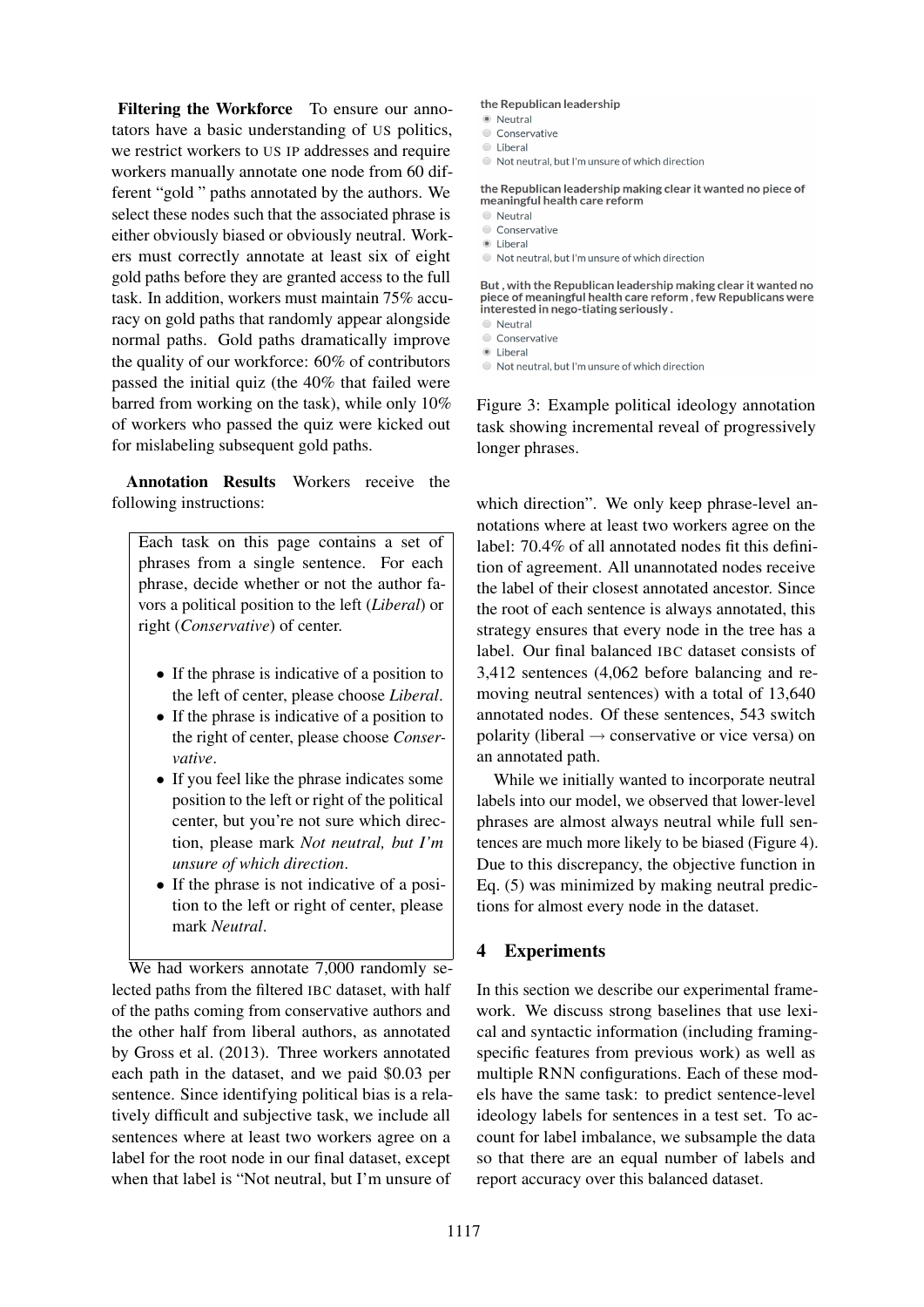**Filtering the Workforce** To ensure our annotators have a basic understanding of US politics, we restrict workers to US IP addresses and require workers manually annotate one node from 60 different "gold" paths annotated by the authors. We select these nodes such that the associated phrase is either obviously biased or obviously neutral. Workers must correctly annotate at least six of eight gold paths before they are granted access to the full task. In addition, workers must maintain 75% accuracy on gold paths that randomly appear alongside normal paths. Gold paths dramatically improve the quality of our workforce: 60% of contributors passed the initial quiz (the 40% that failed were barred from working on the task), while only 10% of workers who passed the quiz were kicked out for mislabeling subsequent gold paths.

**Annotation Results** Workers receive the following instructions:

> Each task on this page contains a set of phrases from a single sentence. For each phrase, decide whether or not the author favors a political position to the left (*Liberal*) or right (*Conservative*) of center.
>
> - If the phrase is indicative of a position to the left of center, please choose *Liberal*.
> - If the phrase is indicative of a position to the right of center, please choose *Conservative*.
> - If you feel like the phrase indicates some position to the left or right of the political center, but you're not sure which direction, please mark *Not neutral, but I'm unsure of which direction*.
> - If the phrase is not indicative of a position to the left or right of center, please mark *Neutral*.

We had workers annotate 7,000 randomly selected paths from the filtered IBC dataset, with half of the paths coming from conservative authors and the other half from liberal authors, as annotated by Gross et al. (2013). Three workers annotated each path in the dataset, and we paid $0.03 per sentence. Since identifying political bias is a relatively difficult and subjective task, we include all sentences where at least two workers agree on a label for the root node in our final dataset, except when that label is "Not neutral, but I'm unsure of which direction". We only keep phrase-level annotations where at least two workers agree on the label: 70.4% of all annotated nodes fit this definition of agreement. All unannotated nodes receive the label of their closest annotated ancestor. Since the root of each sentence is always annotated, this strategy ensures that every node in the tree has a label. Our final balanced IBC dataset consists of 3,412 sentences (4,062 before balancing and removing neutral sentences) with a total of 13,640 annotated nodes. Of these sentences, 543 switch polarity (liberal → conservative or vice versa) on an annotated path.

**the Republican leadership**
- (●) Neutral
- ( ) Conservative
- ( ) Liberal
- ( ) Not neutral, but I'm unsure of which direction

**the Republican leadership making clear it wanted no piece of meaningful health care reform**
- ( ) Neutral
- ( ) Conservative
- (●) Liberal
- ( ) Not neutral, but I'm unsure of which direction

**But , with the Republican leadership making clear it wanted no piece of meaningful health care reform , few Republicans were interested in nego-tiating seriously .**
- ( ) Neutral
- ( ) Conservative
- (●) Liberal
- ( ) Not neutral, but I'm unsure of which direction

Figure 3: Example political ideology annotation task showing incremental reveal of progressively longer phrases.

While we initially wanted to incorporate neutral labels into our model, we observed that lower-level phrases are almost always neutral while full sentences are much more likely to be biased (Figure 4). Due to this discrepancy, the objective function in Eq. (5) was minimized by making neutral predictions for almost every node in the dataset.

## 4 Experiments

In this section we describe our experimental framework. We discuss strong baselines that use lexical and syntactic information (including framing-specific features from previous work) as well as multiple RNN configurations. Each of these models have the same task: to predict sentence-level ideology labels for sentences in a test set. To account for label imbalance, we subsample the data so that there are an equal number of labels and report accuracy over this balanced dataset.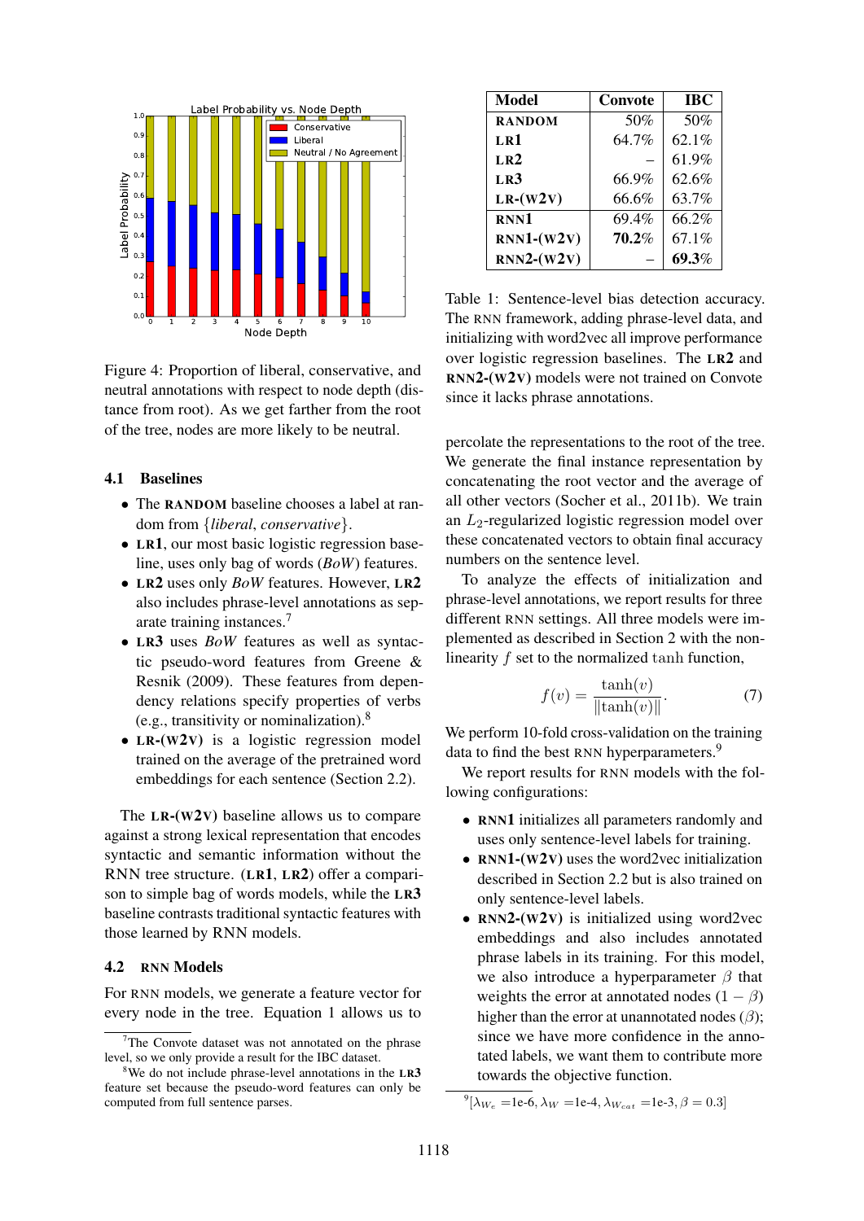Figure 4: Proportion of liberal, conservative, and neutral annotations with respect to node depth (distance from root). As we get farther from the root of the tree, nodes are more likely to be neutral.

### 4.1 Baselines

- The **RANDOM** baseline chooses a label at random from $\{liberal, conservative\}$.
- **LR1**, our most basic logistic regression baseline, uses only bag of words (*BoW*) features.
- **LR2** uses only *BoW* features. However, **LR2** also includes phrase-level annotations as separate training instances.[7]
- **LR3** uses *BoW* features as well as syntactic pseudo-word features from Greene & Resnik (2009). These features from dependency relations specify properties of verbs (e.g., transitivity or nominalization).[8]
- **LR-(W2V)** is a logistic regression model trained on the average of the pretrained word embeddings for each sentence (Section 2.2).

The **LR-(W2V)** baseline allows us to compare against a strong lexical representation that encodes syntactic and semantic information without the RNN tree structure. (**LR1**, **LR2**) offer a comparison to simple bag of words models, while the **LR3** baseline contrasts traditional syntactic features with those learned by RNN models.

### 4.2 RNN Models

For RNN models, we generate a feature vector for every node in the tree. Equation 1 allows us to percolate the representations to the root of the tree. We generate the final instance representation by concatenating the root vector and the average of all other vectors (Socher et al., 2011b). We train an $L_2$-regularized logistic regression model over these concatenated vectors to obtain final accuracy numbers on the sentence level.

To analyze the effects of initialization and phrase-level annotations, we report results for three different RNN settings. All three models were implemented as described in Section 2 with the nonlinearity $f$ set to the normalized tanh function,

$$f(v) = \frac{\tanh(v)}{\|\tanh(v)\|}. \quad (7)$$

We perform 10-fold cross-validation on the training data to find the best RNN hyperparameters.[9]

We report results for RNN models with the following configurations:

- **RNN1** initializes all parameters randomly and uses only sentence-level labels for training.
- **RNN1-(W2V)** uses the word2vec initialization described in Section 2.2 but is also trained on only sentence-level labels.
- **RNN2-(W2V)** is initialized using word2vec embeddings and also includes annotated phrase labels in its training. For this model, we also introduce a hyperparameter $\beta$ that weights the error at annotated nodes $(1 - \beta)$ higher than the error at unannotated nodes $(\beta)$; since we have more confidence in the annotated labels, we want them to contribute more towards the objective function.

| Model | Convote | IBC |
|---|---|---|
| RANDOM | 50% | 50% |
| LR1 | 64.7% | 62.1% |
| LR2 | – | 61.9% |
| LR3 | 66.9% | 62.6% |
| LR-(W2V) | 66.6% | 63.7% |
| RNN1 | 69.4% | 66.2% |
| RNN1-(W2V) | **70.2%** | 67.1% |
| RNN2-(W2V) | – | **69.3%** |

Table 1: Sentence-level bias detection accuracy. The RNN framework, adding phrase-level data, and initializing with word2vec all improve performance over logistic regression baselines. The **LR2** and **RNN2-(W2V)** models were not trained on Convote since it lacks phrase annotations.

[7] The Convote dataset was not annotated on the phrase level, so we only provide a result for the IBC dataset.

[8] We do not include phrase-level annotations in the **LR3** feature set because the pseudo-word features can only be computed from full sentence parses.

[9] $[\lambda_{W_e} = \text{1e-6}, \lambda_W = \text{1e-4}, \lambda_{W_{cat}} = \text{1e-3}, \beta = 0.3]$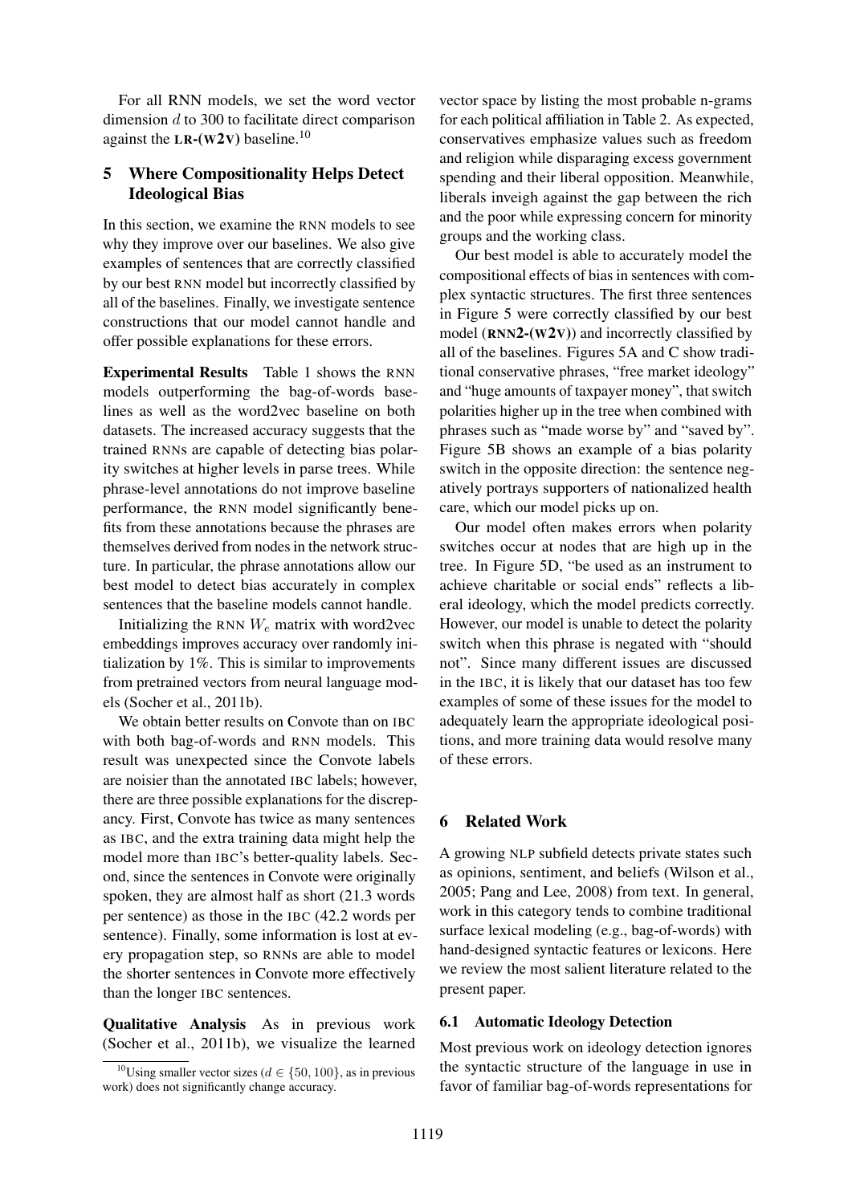For all RNN models, we set the word vector dimension $d$ to 300 to facilitate direct comparison against the **LR-(W2V)** baseline.[10]

## 5 Where Compositionality Helps Detect Ideological Bias

In this section, we examine the RNN models to see why they improve over our baselines. We also give examples of sentences that are correctly classified by our best RNN model but incorrectly classified by all of the baselines. Finally, we investigate sentence constructions that our model cannot handle and offer possible explanations for these errors.

**Experimental Results** Table 1 shows the RNN models outperforming the bag-of-words baselines as well as the word2vec baseline on both datasets. The increased accuracy suggests that the trained RNNs are capable of detecting bias polarity switches at higher levels in parse trees. While phrase-level annotations do not improve baseline performance, the RNN model significantly benefits from these annotations because the phrases are themselves derived from nodes in the network structure. In particular, the phrase annotations allow our best model to detect bias accurately in complex sentences that the baseline models cannot handle.

Initializing the RNN $W_e$ matrix with word2vec embeddings improves accuracy over randomly initialization by 1%. This is similar to improvements from pretrained vectors from neural language models (Socher et al., 2011b).

We obtain better results on Convote than on IBC with both bag-of-words and RNN models. This result was unexpected since the Convote labels are noisier than the annotated IBC labels; however, there are three possible explanations for the discrepancy. First, Convote has twice as many sentences as IBC, and the extra training data might help the model more than IBC's better-quality labels. Second, since the sentences in Convote were originally spoken, they are almost half as short (21.3 words per sentence) as those in the IBC (42.2 words per sentence). Finally, some information is lost at every propagation step, so RNNs are able to model the shorter sentences in Convote more effectively than the longer IBC sentences.

**Qualitative Analysis** As in previous work (Socher et al., 2011b), we visualize the learned vector space by listing the most probable n-grams for each political affiliation in Table 2. As expected, conservatives emphasize values such as freedom and religion while disparaging excess government spending and their liberal opposition. Meanwhile, liberals inveigh against the gap between the rich and the poor while expressing concern for minority groups and the working class.

Our best model is able to accurately model the compositional effects of bias in sentences with complex syntactic structures. The first three sentences in Figure 5 were correctly classified by our best model (**RNN2-(W2V)**) and incorrectly classified by all of the baselines. Figures 5A and C show traditional conservative phrases, "free market ideology" and "huge amounts of taxpayer money", that switch polarities higher up in the tree when combined with phrases such as "made worse by" and "saved by". Figure 5B shows an example of a bias polarity switch in the opposite direction: the sentence negatively portrays supporters of nationalized health care, which our model picks up on.

Our model often makes errors when polarity switches occur at nodes that are high up in the tree. In Figure 5D, "be used as an instrument to achieve charitable or social ends" reflects a liberal ideology, which the model predicts correctly. However, our model is unable to detect the polarity switch when this phrase is negated with "should not". Since many different issues are discussed in the IBC, it is likely that our dataset has too few examples of some of these issues for the model to adequately learn the appropriate ideological positions, and more training data would resolve many of these errors.

## 6 Related Work

A growing NLP subfield detects private states such as opinions, sentiment, and beliefs (Wilson et al., 2005; Pang and Lee, 2008) from text. In general, work in this category tends to combine traditional surface lexical modeling (e.g., bag-of-words) with hand-designed syntactic features or lexicons. Here we review the most salient literature related to the present paper.

### 6.1 Automatic Ideology Detection

Most previous work on ideology detection ignores the syntactic structure of the language in use in favor of familiar bag-of-words representations for

[10] Using smaller vector sizes ($d \in \{50, 100\}$, as in previous work) does not significantly change accuracy.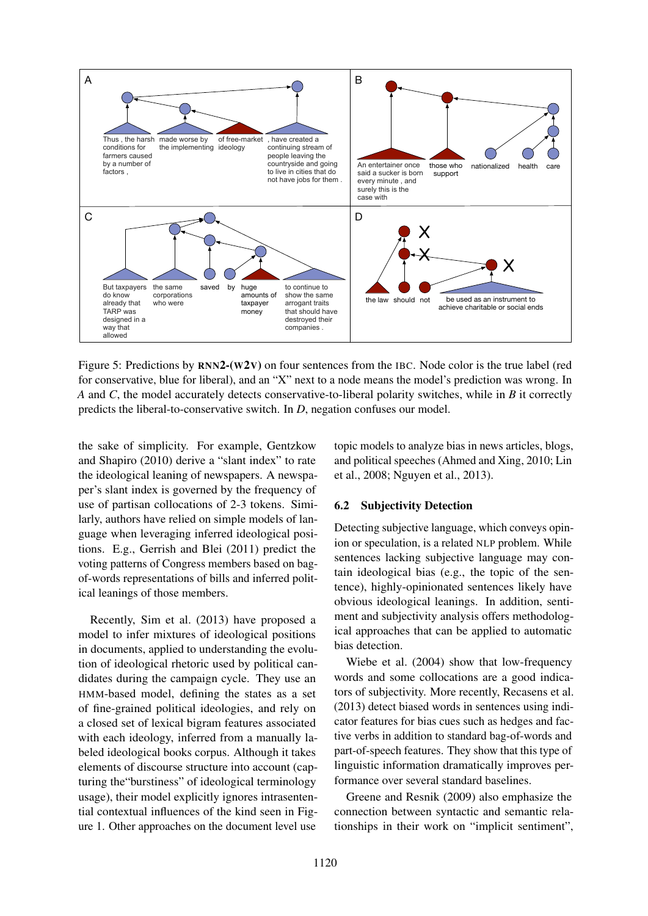Figure 5: Predictions by **RNN2-(W2V)** on four sentences from the IBC. Node color is the true label (red for conservative, blue for liberal), and an "X" next to a node means the model's prediction was wrong. In *A* and *C*, the model accurately detects conservative-to-liberal polarity switches, while in *B* it correctly predicts the liberal-to-conservative switch. In *D*, negation confuses our model.

the sake of simplicity. For example, Gentzkow and Shapiro (2010) derive a "slant index" to rate the ideological leaning of newspapers. A newspaper's slant index is governed by the frequency of use of partisan collocations of 2-3 tokens. Similarly, authors have relied on simple models of language when leveraging inferred ideological positions. E.g., Gerrish and Blei (2011) predict the voting patterns of Congress members based on bag-of-words representations of bills and inferred political leanings of those members.

Recently, Sim et al. (2013) have proposed a model to infer mixtures of ideological positions in documents, applied to understanding the evolution of ideological rhetoric used by political candidates during the campaign cycle. They use an HMM-based model, defining the states as a set of fine-grained political ideologies, and rely on a closed set of lexical bigram features associated with each ideology, inferred from a manually labeled ideological books corpus. Although it takes elements of discourse structure into account (capturing the"burstiness" of ideological terminology usage), their model explicitly ignores intrasentential contextual influences of the kind seen in Figure 1. Other approaches on the document level use topic models to analyze bias in news articles, blogs, and political speeches (Ahmed and Xing, 2010; Lin et al., 2008; Nguyen et al., 2013).

## 6.2 Subjectivity Detection

Detecting subjective language, which conveys opinion or speculation, is a related NLP problem. While sentences lacking subjective language may contain ideological bias (e.g., the topic of the sentence), highly-opinionated sentences likely have obvious ideological leanings. In addition, sentiment and subjectivity analysis offers methodological approaches that can be applied to automatic bias detection.

Wiebe et al. (2004) show that low-frequency words and some collocations are a good indicators of subjectivity. More recently, Recasens et al. (2013) detect biased words in sentences using indicator features for bias cues such as hedges and factive verbs in addition to standard bag-of-words and part-of-speech features. They show that this type of linguistic information dramatically improves performance over several standard baselines.

Greene and Resnik (2009) also emphasize the connection between syntactic and semantic relationships in their work on "implicit sentiment",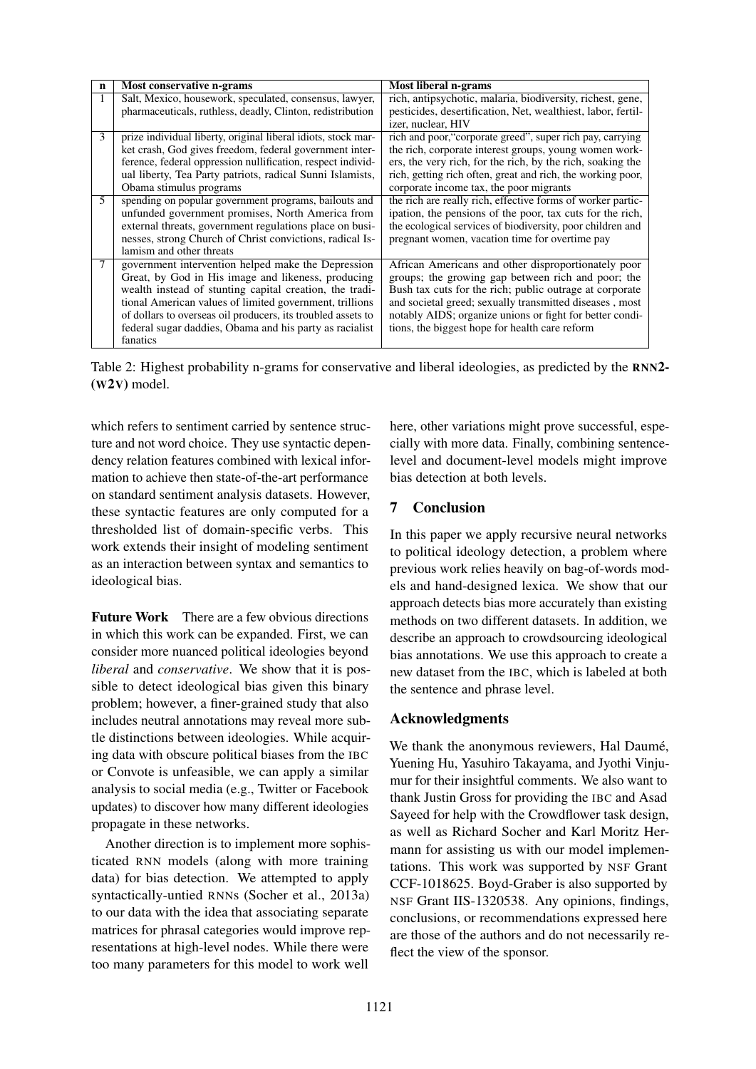| n | Most conservative n-grams | Most liberal n-grams |
|---|---|---|
| 1 | Salt, Mexico, housework, speculated, consensus, lawyer, pharmaceuticals, ruthless, deadly, Clinton, redistribution | rich, antipsychotic, malaria, biodiversity, richest, gene, pesticides, desertification, Net, wealthiest, labor, fertilizer, nuclear, HIV |
| 3 | prize individual liberty, original liberal idiots, stock market crash, God gives freedom, federal government interference, federal oppression nullification, respect individual liberty, Tea Party patriots, radical Sunni Islamists, Obama stimulus programs | rich and poor,"corporate greed", super rich pay, carrying the rich, corporate interest groups, young women workers, the very rich, for the rich, by the rich, soaking the rich, getting rich often, great and rich, the working poor, corporate income tax, the poor migrants |
| 5 | spending on popular government programs, bailouts and unfunded government promises, North America from external threats, government regulations place on businesses, strong Church of Christ convictions, radical Islamism and other threats | the rich are really rich, effective forms of worker participation, the pensions of the poor, tax cuts for the rich, the ecological services of biodiversity, poor children and pregnant women, vacation time for overtime pay |
| 7 | government intervention helped make the Depression Great, by God in His image and likeness, producing wealth instead of stunting capital creation, the traditional American values of limited government, trillions of dollars to overseas oil producers, its troubled assets to federal sugar daddies, Obama and his party as racialist fanatics | African Americans and other disproportionately poor groups; the growing gap between rich and poor; the Bush tax cuts for the rich; public outrage at corporate and societal greed; sexually transmitted diseases , most notably AIDS; organize unions or fight for better conditions, the biggest hope for health care reform |

Table 2: Highest probability n-grams for conservative and liberal ideologies, as predicted by the **RNN2-(W2V)** model.

which refers to sentiment carried by sentence structure and not word choice. They use syntactic dependency relation features combined with lexical information to achieve then state-of-the-art performance on standard sentiment analysis datasets. However, these syntactic features are only computed for a thresholded list of domain-specific verbs. This work extends their insight of modeling sentiment as an interaction between syntax and semantics to ideological bias.

**Future Work** There are a few obvious directions in which this work can be expanded. First, we can consider more nuanced political ideologies beyond *liberal* and *conservative*. We show that it is possible to detect ideological bias given this binary problem; however, a finer-grained study that also includes neutral annotations may reveal more subtle distinctions between ideologies. While acquiring data with obscure political biases from the IBC or Convote is unfeasible, we can apply a similar analysis to social media (e.g., Twitter or Facebook updates) to discover how many different ideologies propagate in these networks.

Another direction is to implement more sophisticated RNN models (along with more training data) for bias detection. We attempted to apply syntactically-untied RNNs (Socher et al., 2013a) to our data with the idea that associating separate matrices for phrasal categories would improve representations at high-level nodes. While there were too many parameters for this model to work well here, other variations might prove successful, especially with more data. Finally, combining sentence-level and document-level models might improve bias detection at both levels.

## 7 Conclusion

In this paper we apply recursive neural networks to political ideology detection, a problem where previous work relies heavily on bag-of-words models and hand-designed lexica. We show that our approach detects bias more accurately than existing methods on two different datasets. In addition, we describe an approach to crowdsourcing ideological bias annotations. We use this approach to create a new dataset from the IBC, which is labeled at both the sentence and phrase level.

## Acknowledgments

We thank the anonymous reviewers, Hal Daumé, Yuening Hu, Yasuhiro Takayama, and Jyothi Vinjumur for their insightful comments. We also want to thank Justin Gross for providing the IBC and Asad Sayeed for help with the Crowdflower task design, as well as Richard Socher and Karl Moritz Hermann for assisting us with our model implementations. This work was supported by NSF Grant CCF-1018625. Boyd-Graber is also supported by NSF Grant IIS-1320538. Any opinions, findings, conclusions, or recommendations expressed here are those of the authors and do not necessarily reflect the view of the sponsor.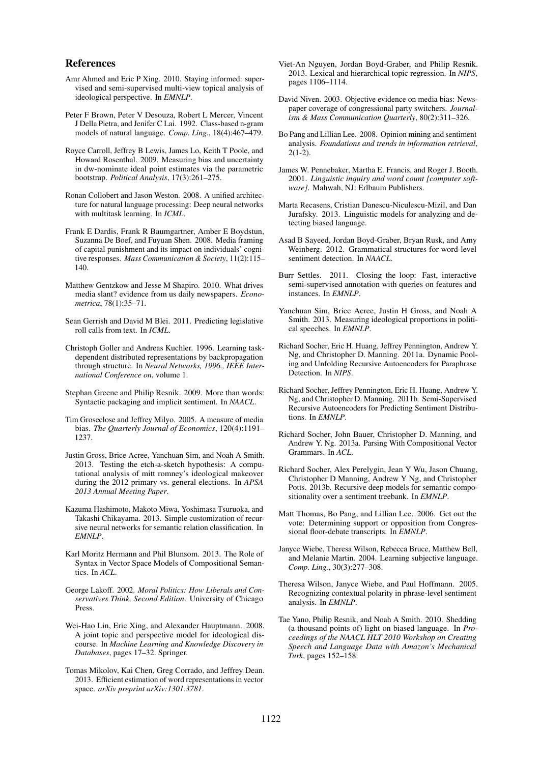## References

Amr Ahmed and Eric P Xing. 2010. Staying informed: supervised and semi-supervised multi-view topical analysis of ideological perspective. In *EMNLP*.

Peter F Brown, Peter V Desouza, Robert L Mercer, Vincent J Della Pietra, and Jenifer C Lai. 1992. Class-based n-gram models of natural language. *Comp. Ling.*, 18(4):467–479.

Royce Carroll, Jeffrey B Lewis, James Lo, Keith T Poole, and Howard Rosenthal. 2009. Measuring bias and uncertainty in dw-nominate ideal point estimates via the parametric bootstrap. *Political Analysis*, 17(3):261–275.

Ronan Collobert and Jason Weston. 2008. A unified architecture for natural language processing: Deep neural networks with multitask learning. In *ICML*.

Frank E Dardis, Frank R Baumgartner, Amber E Boydstun, Suzanna De Boef, and Fuyuan Shen. 2008. Media framing of capital punishment and its impact on individuals' cognitive responses. *Mass Communication & Society*, 11(2):115–140.

Matthew Gentzkow and Jesse M Shapiro. 2010. What drives media slant? evidence from us daily newspapers. *Econometrica*, 78(1):35–71.

Sean Gerrish and David M Blei. 2011. Predicting legislative roll calls from text. In *ICML*.

Christoph Goller and Andreas Kuchler. 1996. Learning task-dependent distributed representations by backpropagation through structure. In *Neural Networks, 1996., IEEE International Conference on*, volume 1.

Stephan Greene and Philip Resnik. 2009. More than words: Syntactic packaging and implicit sentiment. In *NAACL*.

Tim Groseclose and Jeffrey Milyo. 2005. A measure of media bias. *The Quarterly Journal of Economics*, 120(4):1191–1237.

Justin Gross, Brice Acree, Yanchuan Sim, and Noah A Smith. 2013. Testing the etch-a-sketch hypothesis: A computational analysis of mitt romney's ideological makeover during the 2012 primary vs. general elections. In *APSA 2013 Annual Meeting Paper*.

Kazuma Hashimoto, Makoto Miwa, Yoshimasa Tsuruoka, and Takashi Chikayama. 2013. Simple customization of recursive neural networks for semantic relation classification. In *EMNLP*.

Karl Moritz Hermann and Phil Blunsom. 2013. The Role of Syntax in Vector Space Models of Compositional Semantics. In *ACL*.

George Lakoff. 2002. *Moral Politics: How Liberals and Conservatives Think, Second Edition*. University of Chicago Press.

Wei-Hao Lin, Eric Xing, and Alexander Hauptmann. 2008. A joint topic and perspective model for ideological discourse. In *Machine Learning and Knowledge Discovery in Databases*, pages 17–32. Springer.

Tomas Mikolov, Kai Chen, Greg Corrado, and Jeffrey Dean. 2013. Efficient estimation of word representations in vector space. *arXiv preprint arXiv:1301.3781*.

Viet-An Nguyen, Jordan Boyd-Graber, and Philip Resnik. 2013. Lexical and hierarchical topic regression. In *NIPS*, pages 1106–1114.

David Niven. 2003. Objective evidence on media bias: Newspaper coverage of congressional party switchers. *Journalism & Mass Communication Quarterly*, 80(2):311–326.

Bo Pang and Lillian Lee. 2008. Opinion mining and sentiment analysis. *Foundations and trends in information retrieval*, 2(1-2).

James W. Pennebaker, Martha E. Francis, and Roger J. Booth. 2001. *Linguistic inquiry and word count [computer software]*. Mahwah, NJ: Erlbaum Publishers.

Marta Recasens, Cristian Danescu-Niculescu-Mizil, and Dan Jurafsky. 2013. Linguistic models for analyzing and detecting biased language.

Asad B Sayeed, Jordan Boyd-Graber, Bryan Rusk, and Amy Weinberg. 2012. Grammatical structures for word-level sentiment detection. In *NAACL*.

Burr Settles. 2011. Closing the loop: Fast, interactive semi-supervised annotation with queries on features and instances. In *EMNLP*.

Yanchuan Sim, Brice Acree, Justin H Gross, and Noah A Smith. 2013. Measuring ideological proportions in political speeches. In *EMNLP*.

Richard Socher, Eric H. Huang, Jeffrey Pennington, Andrew Y. Ng, and Christopher D. Manning. 2011a. Dynamic Pooling and Unfolding Recursive Autoencoders for Paraphrase Detection. In *NIPS*.

Richard Socher, Jeffrey Pennington, Eric H. Huang, Andrew Y. Ng, and Christopher D. Manning. 2011b. Semi-Supervised Recursive Autoencoders for Predicting Sentiment Distributions. In *EMNLP*.

Richard Socher, John Bauer, Christopher D. Manning, and Andrew Y. Ng. 2013a. Parsing With Compositional Vector Grammars. In *ACL*.

Richard Socher, Alex Perelygin, Jean Y Wu, Jason Chuang, Christopher D Manning, Andrew Y Ng, and Christopher Potts. 2013b. Recursive deep models for semantic compositionality over a sentiment treebank. In *EMNLP*.

Matt Thomas, Bo Pang, and Lillian Lee. 2006. Get out the vote: Determining support or opposition from Congressional floor-debate transcripts. In *EMNLP*.

Janyce Wiebe, Theresa Wilson, Rebecca Bruce, Matthew Bell, and Melanie Martin. 2004. Learning subjective language. *Comp. Ling.*, 30(3):277–308.

Theresa Wilson, Janyce Wiebe, and Paul Hoffmann. 2005. Recognizing contextual polarity in phrase-level sentiment analysis. In *EMNLP*.

Tae Yano, Philip Resnik, and Noah A Smith. 2010. Shedding (a thousand points of) light on biased language. In *Proceedings of the NAACL HLT 2010 Workshop on Creating Speech and Language Data with Amazon's Mechanical Turk*, pages 152–158.